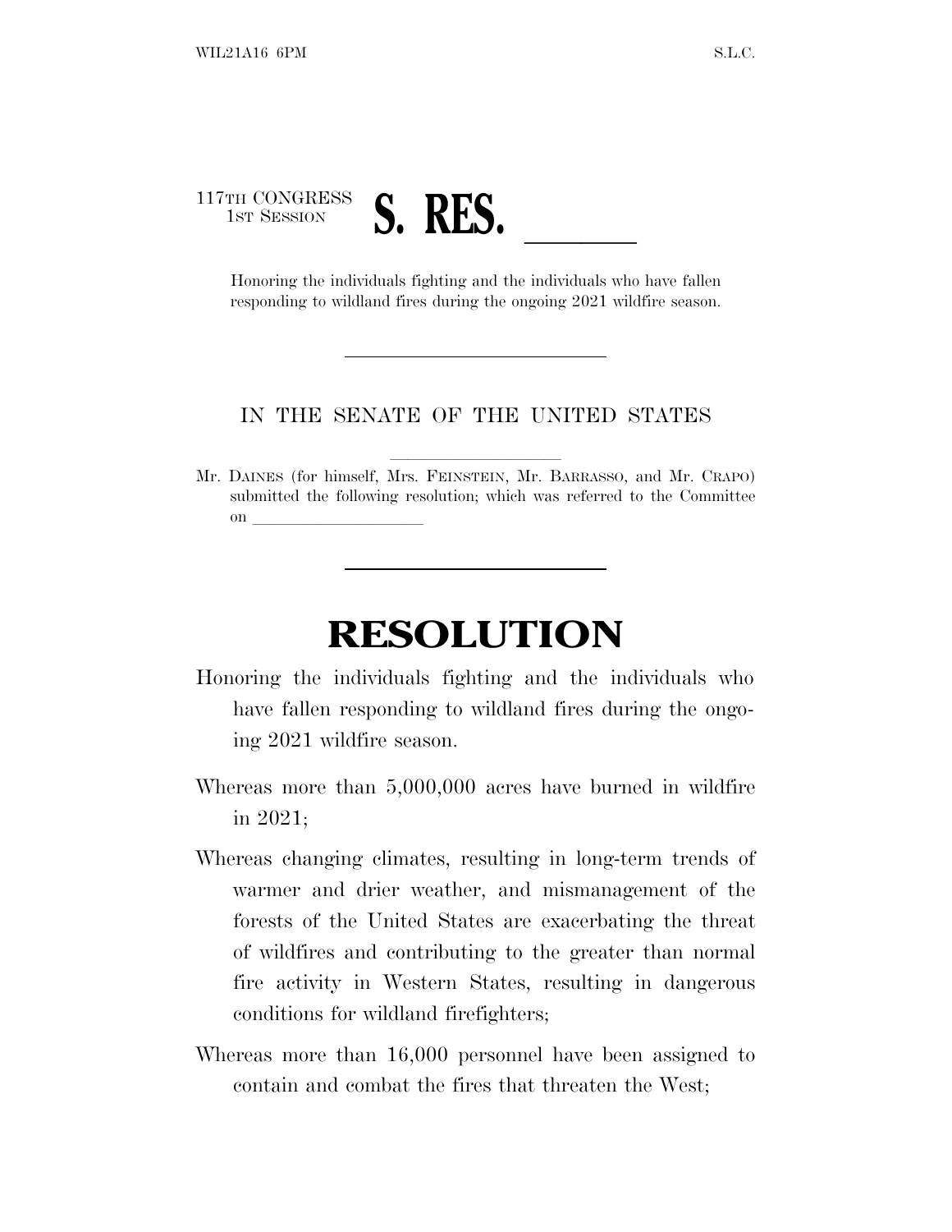117TH CONGRESS
1ST SESSION

# S. RES. \_\_\_\_\_\_

Honoring the individuals fighting and the individuals who have fallen responding to wildland fires during the ongoing 2021 wildfire season.

---

IN THE SENATE OF THE UNITED STATES

---

Mr. DAINES (for himself, Mrs. FEINSTEIN, Mr. BARRASSO, and Mr. CRAPO) submitted the following resolution; which was referred to the Committee on \_\_\_\_\_\_\_\_\_\_\_\_\_\_\_\_\_\_\_\_

---

# RESOLUTION

Honoring the individuals fighting and the individuals who have fallen responding to wildland fires during the ongoing 2021 wildfire season.

Whereas more than 5,000,000 acres have burned in wildfire in 2021;

Whereas changing climates, resulting in long-term trends of warmer and drier weather, and mismanagement of the forests of the United States are exacerbating the threat of wildfires and contributing to the greater than normal fire activity in Western States, resulting in dangerous conditions for wildland firefighters;

Whereas more than 16,000 personnel have been assigned to contain and combat the fires that threaten the West;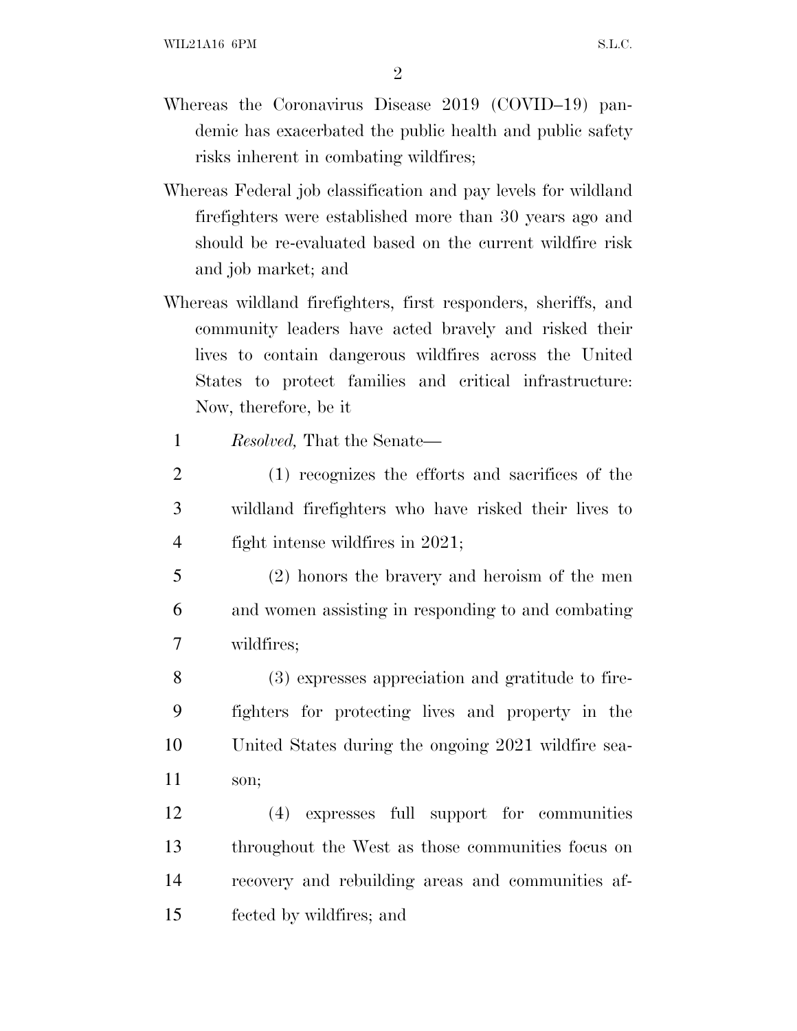Whereas the Coronavirus Disease 2019 (COVID–19) pandemic has exacerbated the public health and public safety risks inherent in combating wildfires;

Whereas Federal job classification and pay levels for wildland firefighters were established more than 30 years ago and should be re-evaluated based on the current wildfire risk and job market; and

Whereas wildland firefighters, first responders, sheriffs, and community leaders have acted bravely and risked their lives to contain dangerous wildfires across the United States to protect families and critical infrastructure: Now, therefore, be it

*Resolved,* That the Senate—

(1) recognizes the efforts and sacrifices of the wildland firefighters who have risked their lives to fight intense wildfires in 2021;

(2) honors the bravery and heroism of the men and women assisting in responding to and combating wildfires;

(3) expresses appreciation and gratitude to firefighters for protecting lives and property in the United States during the ongoing 2021 wildfire season;

(4) expresses full support for communities throughout the West as those communities focus on recovery and rebuilding areas and communities affected by wildfires; and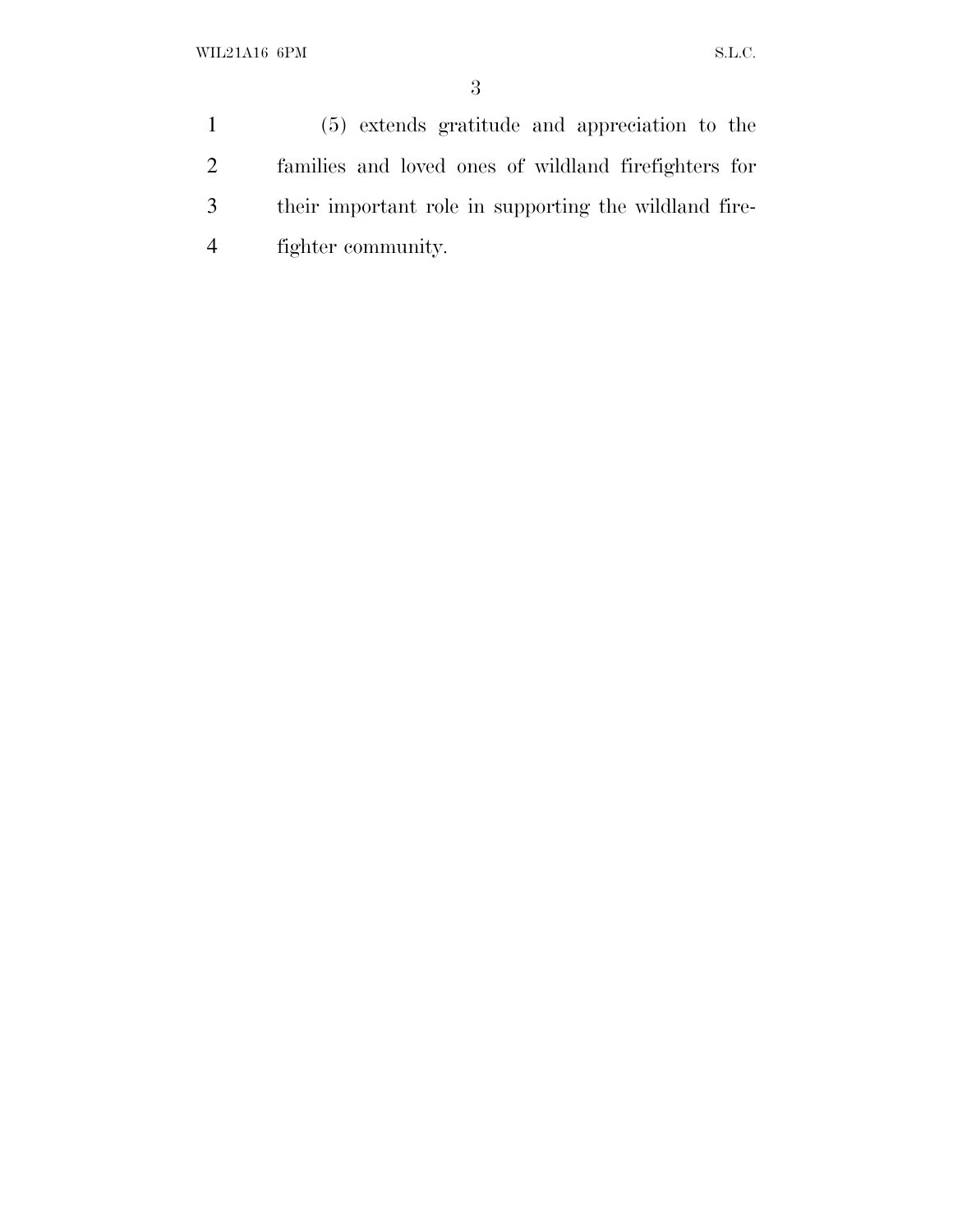(5) extends gratitude and appreciation to the families and loved ones of wildland firefighters for their important role in supporting the wildland firefighter community.